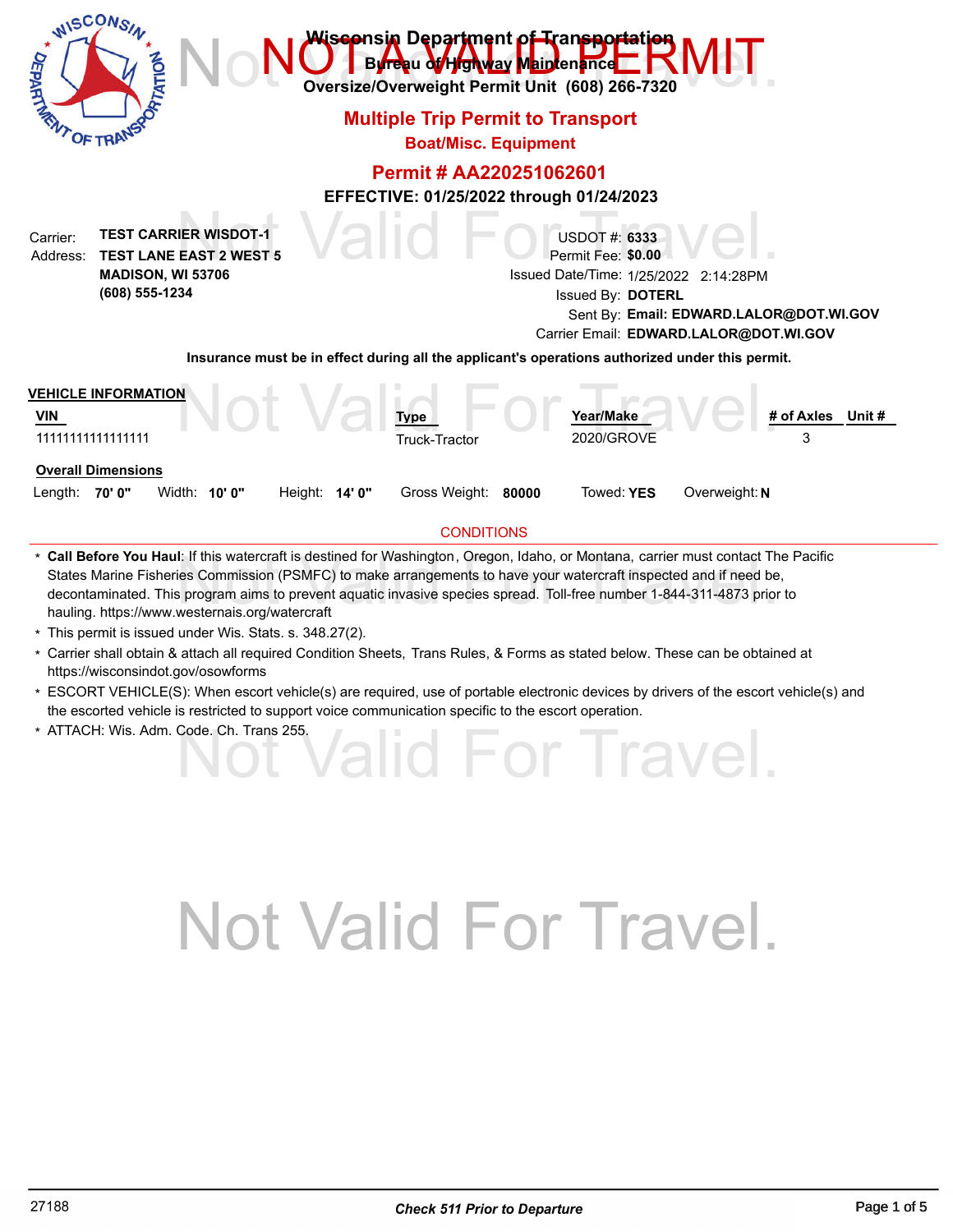# NOT A VALID PERMIT

**Wisconsin Department of Transportation**
**Bureau of Highway Maintenance**
**Oversize/Overweight Permit Unit (608) 266-7320**

## Multiple Trip Permit to Transport

### Boat/Misc. Equipment

### Permit # AA220251062601

**EFFECTIVE: 01/25/2022 through 01/24/2023**

Carrier: **TEST CARRIER WISDOT-1**
Address: **TEST LANE EAST 2 WEST 5**
**MADISON, WI 53706**
**(608) 555-1234**

USDOT #: **6333**
Permit Fee: **$0.00**
Issued Date/Time: 1/25/2022 2:14:28PM
Issued By: **DOTERL**
Sent By: **Email: EDWARD.LALOR@DOT.WI.GOV**
Carrier Email: **EDWARD.LALOR@DOT.WI.GOV**

**Insurance must be in effect during all the applicant's operations authorized under this permit.**

**VEHICLE INFORMATION**

| VIN | Type | Year/Make | # of Axles | Unit # |
|---|---|---|---|---|
| 11111111111111111 | Truck-Tractor | 2020/GROVE | 3 | |

**Overall Dimensions**

Length: **70' 0"** Width: **10' 0"** Height: **14' 0"** Gross Weight: **80000** Towed: **YES** Overweight: **N**

CONDITIONS

* **Call Before You Haul**: If this watercraft is destined for Washington, Oregon, Idaho, or Montana, carrier must contact The Pacific States Marine Fisheries Commission (PSMFC) to make arrangements to have your watercraft inspected and if need be, decontaminated. This program aims to prevent aquatic invasive species spread. Toll-free number 1-844-311-4873 prior to hauling. https://www.westernais.org/watercraft
* This permit is issued under Wis. Stats. s. 348.27(2).
* Carrier shall obtain & attach all required Condition Sheets, Trans Rules, & Forms as stated below. These can be obtained at https://wisconsindot.gov/osowforms
* ESCORT VEHICLE(S): When escort vehicle(s) are required, use of portable electronic devices by drivers of the escort vehicle(s) and the escorted vehicle is restricted to support voice communication specific to the escort operation.
* ATTACH: Wis. Adm. Code. Ch. Trans 255.

Not Valid For Travel.

27188 *Check 511 Prior to Departure*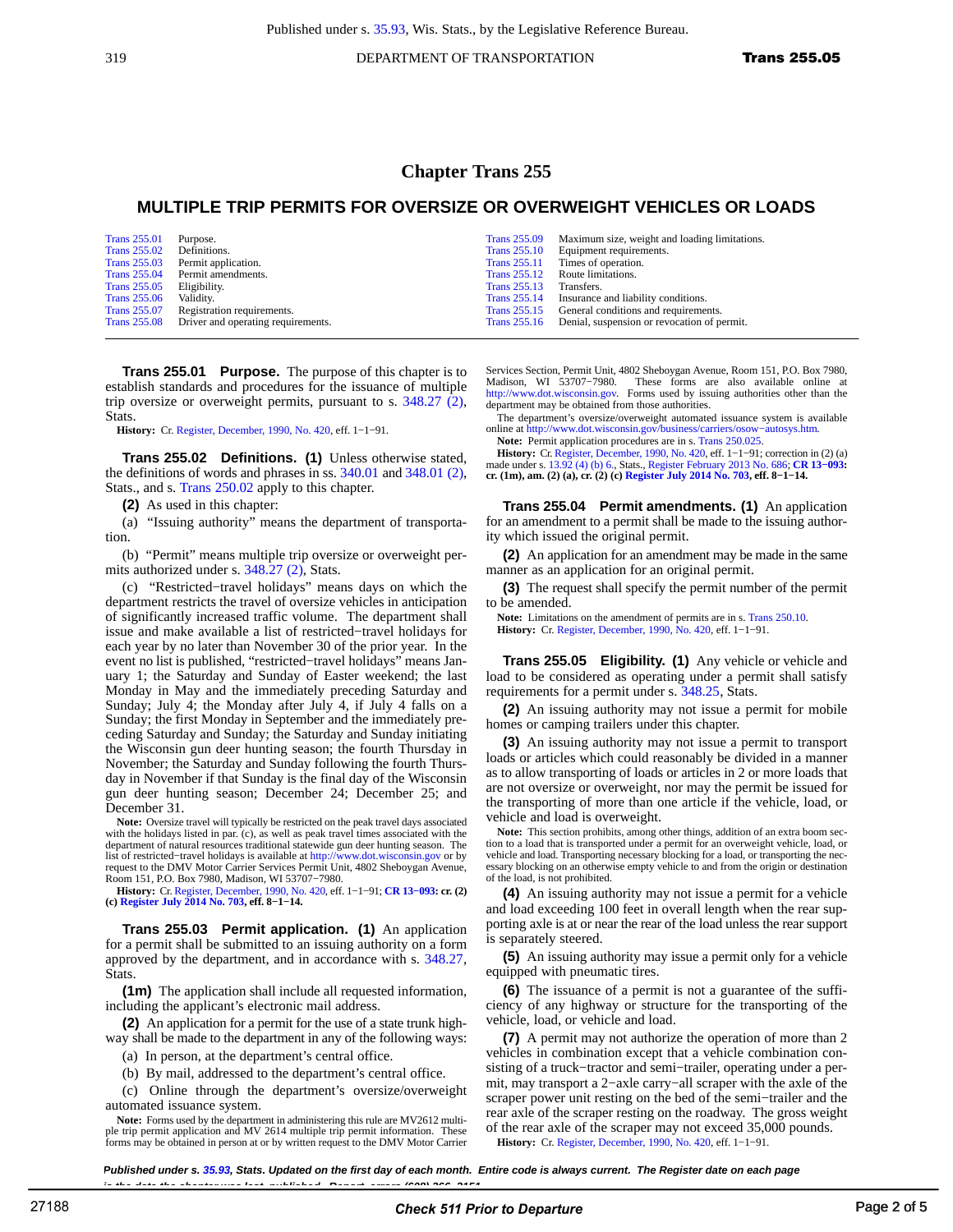# Chapter Trans 255

## MULTIPLE TRIP PERMITS FOR OVERSIZE OR OVERWEIGHT VEHICLES OR LOADS

| | | | |
|---|---|---|---|
| Trans 255.01 | Purpose. | Trans 255.09 | Maximum size, weight and loading limitations. |
| Trans 255.02 | Definitions. | Trans 255.10 | Equipment requirements. |
| Trans 255.03 | Permit application. | Trans 255.11 | Times of operation. |
| Trans 255.04 | Permit amendments. | Trans 255.12 | Route limitations. |
| Trans 255.05 | Eligibility. | Trans 255.13 | Transfers. |
| Trans 255.06 | Validity. | Trans 255.14 | Insurance and liability conditions. |
| Trans 255.07 | Registration requirements. | Trans 255.15 | General conditions and requirements. |
| Trans 255.08 | Driver and operating requirements. | Trans 255.16 | Denial, suspension or revocation of permit. |

**Trans 255.01 Purpose.** The purpose of this chapter is to establish standards and procedures for the issuance of multiple trip oversize or overweight permits, pursuant to s. 348.27 (2), Stats.

**History:** Cr. Register, December, 1990, No. 420, eff. 1−1−91.

**Trans 255.02 Definitions. (1)** Unless otherwise stated, the definitions of words and phrases in ss. 340.01 and 348.01 (2), Stats., and s. Trans 250.02 apply to this chapter.

**(2)** As used in this chapter:

(a) "Issuing authority" means the department of transportation.

(b) "Permit" means multiple trip oversize or overweight permits authorized under s. 348.27 (2), Stats.

(c) "Restricted−travel holidays" means days on which the department restricts the travel of oversize vehicles in anticipation of significantly increased traffic volume. The department shall issue and make available a list of restricted−travel holidays for each year by no later than November 30 of the prior year. In the event no list is published, "restricted−travel holidays" means January 1; the Saturday and Sunday of Easter weekend; the last Monday in May and the immediately preceding Saturday and Sunday; July 4; the Monday after July 4, if July 4 falls on a Sunday; the first Monday in September and the immediately preceding Saturday and Sunday; the Saturday and Sunday initiating the Wisconsin gun deer hunting season; the fourth Thursday in November; the Saturday and Sunday following the fourth Thursday in November if that Sunday is the final day of the Wisconsin gun deer hunting season; December 24; December 25; and December 31.

**Note:** Oversize travel will typically be restricted on the peak travel days associated with the holidays listed in par. (c), as well as peak travel times associated with the department of natural resources traditional statewide gun deer hunting season. The list of restricted−travel holidays is available at http://www.dot.wisconsin.gov or by request to the DMV Motor Carrier Services Permit Unit, 4802 Sheboygan Avenue, Room 151, P.O. Box 7980, Madison, WI 53707−7980.

**History:** Cr. Register, December, 1990, No. 420, eff. 1−1−91; **CR 13−093: cr. (2) (c) Register July 2014 No. 703, eff. 8−1−14.**

**Trans 255.03 Permit application. (1)** An application for a permit shall be submitted to an issuing authority on a form approved by the department, and in accordance with s. 348.27, Stats.

**(1m)** The application shall include all requested information, including the applicant's electronic mail address.

**(2)** An application for a permit for the use of a state trunk highway shall be made to the department in any of the following ways:

(a) In person, at the department's central office.

(b) By mail, addressed to the department's central office.

(c) Online through the department's oversize/overweight automated issuance system.

**Note:** Forms used by the department in administering this rule are MV2612 multiple trip permit application and MV 2614 multiple trip permit information. These forms may be obtained in person at or by written request to the DMV Motor Carrier Services Section, Permit Unit, 4802 Sheboygan Avenue, Room 151, P.O. Box 7980, Madison, WI 53707−7980. These forms are also available online at http://www.dot.wisconsin.gov. Forms used by issuing authorities other than the department may be obtained from those authorities.

The department's oversize/overweight automated issuance system is available online at http://www.dot.wisconsin.gov/business/carriers/osow−autosys.htm.

**Note:** Permit application procedures are in s. Trans 250.025.

**History:** Cr. Register, December, 1990, No. 420, eff. 1−1−91; correction in (2) (a) made under s. 13.92 (4) (b) 6., Stats., Register February 2013 No. 686; **CR 13−093: cr. (1m), am. (2) (a), cr. (2) (c) Register July 2014 No. 703, eff. 8−1−14.**

**Trans 255.04 Permit amendments. (1)** An application for an amendment to a permit shall be made to the issuing authority which issued the original permit.

**(2)** An application for an amendment may be made in the same manner as an application for an original permit.

**(3)** The request shall specify the permit number of the permit to be amended.

**Note:** Limitations on the amendment of permits are in s. Trans 250.10.

**History:** Cr. Register, December, 1990, No. 420, eff. 1−1−91.

**Trans 255.05 Eligibility. (1)** Any vehicle or vehicle and load to be considered as operating under a permit shall satisfy requirements for a permit under s. 348.25, Stats.

**(2)** An issuing authority may not issue a permit for mobile homes or camping trailers under this chapter.

**(3)** An issuing authority may not issue a permit to transport loads or articles which could reasonably be divided in a manner as to allow transporting of loads or articles in 2 or more loads that are not oversize or overweight, nor may the permit be issued for the transporting of more than one article if the vehicle, load, or vehicle and load is overweight.

**Note:** This section prohibits, among other things, addition of an extra boom section to a load that is transported under a permit for an overweight vehicle, load, or vehicle and load. Transporting necessary blocking for a load, or transporting the necessary blocking on an otherwise empty vehicle to and from the origin or destination of the load, is not prohibited.

**(4)** An issuing authority may not issue a permit for a vehicle and load exceeding 100 feet in overall length when the rear supporting axle is at or near the rear of the load unless the rear support is separately steered.

**(5)** An issuing authority may issue a permit only for a vehicle equipped with pneumatic tires.

**(6)** The issuance of a permit is not a guarantee of the sufficiency of any highway or structure for the transporting of the vehicle, load, or vehicle and load.

**(7)** A permit may not authorize the operation of more than 2 vehicles in combination except that a vehicle combination consisting of a truck−tractor and semi−trailer, operating under a permit, may transport a 2−axle carry−all scraper with the axle of the scraper power unit resting on the bed of the semi−trailer and the rear axle of the scraper resting on the roadway. The gross weight of the rear axle of the scraper may not exceed 35,000 pounds.

**History:** Cr. Register, December, 1990, No. 420, eff. 1−1−91.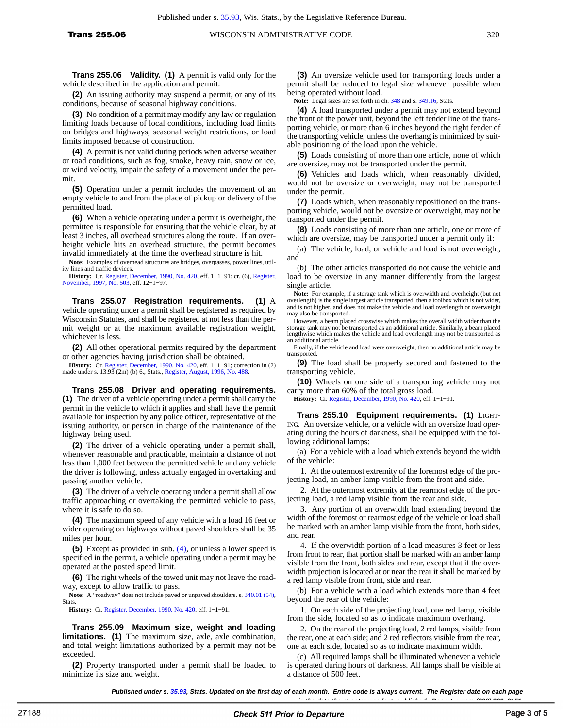**Trans 255.06 Validity. (1)** A permit is valid only for the vehicle described in the application and permit.

**(2)** An issuing authority may suspend a permit, or any of its conditions, because of seasonal highway conditions.

**(3)** No condition of a permit may modify any law or regulation limiting loads because of local conditions, including load limits on bridges and highways, seasonal weight restrictions, or load limits imposed because of construction.

**(4)** A permit is not valid during periods when adverse weather or road conditions, such as fog, smoke, heavy rain, snow or ice, or wind velocity, impair the safety of a movement under the permit.

**(5)** Operation under a permit includes the movement of an empty vehicle to and from the place of pickup or delivery of the permitted load.

**(6)** When a vehicle operating under a permit is overheight, the permittee is responsible for ensuring that the vehicle clear, by at least 3 inches, all overhead structures along the route. If an overheight vehicle hits an overhead structure, the permit becomes invalid immediately at the time the overhead structure is hit.

**Note:** Examples of overhead structures are bridges, overpasses, power lines, utility lines and traffic devices.

**History:** Cr. Register, December, 1990, No. 420, eff. 1−1−91; cr. (6), Register, November, 1997, No. 503, eff. 12−1−97.

**Trans 255.07 Registration requirements. (1)** A vehicle operating under a permit shall be registered as required by Wisconsin Statutes, and shall be registered at not less than the permit weight or at the maximum available registration weight, whichever is less.

**(2)** All other operational permits required by the department or other agencies having jurisdiction shall be obtained.

**History:** Cr. Register, December, 1990, No. 420, eff. 1−1−91; correction in (2) made under s. 13.93 (2m) (b) 6., Stats., Register, August, 1996, No. 488.

**Trans 255.08 Driver and operating requirements. (1)** The driver of a vehicle operating under a permit shall carry the permit in the vehicle to which it applies and shall have the permit available for inspection by any police officer, representative of the issuing authority, or person in charge of the maintenance of the highway being used.

**(2)** The driver of a vehicle operating under a permit shall, whenever reasonable and practicable, maintain a distance of not less than 1,000 feet between the permitted vehicle and any vehicle the driver is following, unless actually engaged in overtaking and passing another vehicle.

**(3)** The driver of a vehicle operating under a permit shall allow traffic approaching or overtaking the permitted vehicle to pass, where it is safe to do so.

**(4)** The maximum speed of any vehicle with a load 16 feet or wider operating on highways without paved shoulders shall be 35 miles per hour.

**(5)** Except as provided in sub. (4), or unless a lower speed is specified in the permit, a vehicle operating under a permit may be operated at the posted speed limit.

**(6)** The right wheels of the towed unit may not leave the roadway, except to allow traffic to pass.

**Note:** A "roadway" does not include paved or unpaved shoulders. s. 340.01 (54), Stats.

**History:** Cr. Register, December, 1990, No. 420, eff. 1−1−91.

**Trans 255.09 Maximum size, weight and loading limitations. (1)** The maximum size, axle, axle combination, and total weight limitations authorized by a permit may not be exceeded.

**(2)** Property transported under a permit shall be loaded to minimize its size and weight.

**(3)** An oversize vehicle used for transporting loads under a permit shall be reduced to legal size whenever possible when being operated without load.

**Note:** Legal sizes are set forth in ch. 348 and s. 349.16, Stats.

**(4)** A load transported under a permit may not extend beyond the front of the power unit, beyond the left fender line of the transporting vehicle, or more than 6 inches beyond the right fender of the transporting vehicle, unless the overhang is minimized by suitable positioning of the load upon the vehicle.

**(5)** Loads consisting of more than one article, none of which are oversize, may not be transported under the permit.

**(6)** Vehicles and loads which, when reasonably divided, would not be oversize or overweight, may not be transported under the permit.

**(7)** Loads which, when reasonably repositioned on the transporting vehicle, would not be oversize or overweight, may not be transported under the permit.

**(8)** Loads consisting of more than one article, one or more of which are oversize, may be transported under a permit only if:

(a) The vehicle, load, or vehicle and load is not overweight, and

(b) The other articles transported do not cause the vehicle and load to be oversize in any manner differently from the largest single article.

**Note:** For example, if a storage tank which is overwidth and overheight (but not overlength) is the single largest article transported, then a toolbox which is not wider, and is not higher, and does not make the vehicle and load overlength or overweight may also be transported.

However, a beam placed crosswise which makes the overall width wider than the storage tank may not be transported as an additional article. Similarly, a beam placed lengthwise which makes the vehicle and load overlength may not be transported as an additional article.

Finally, if the vehicle and load were overweight, then no additional article may be transported.

**(9)** The load shall be properly secured and fastened to the transporting vehicle.

**(10)** Wheels on one side of a transporting vehicle may not carry more than 60% of the total gross load.

**History:** Cr. Register, December, 1990, No. 420, eff. 1−1−91.

**Trans 255.10 Equipment requirements. (1)** LIGHTING. An oversize vehicle, or a vehicle with an oversize load operating during the hours of darkness, shall be equipped with the following additional lamps:

(a) For a vehicle with a load which extends beyond the width of the vehicle:

1. At the outermost extremity of the foremost edge of the projecting load, an amber lamp visible from the front and side.

2. At the outermost extremity at the rearmost edge of the projecting load, a red lamp visible from the rear and side.

3. Any portion of an overwidth load extending beyond the width of the foremost or rearmost edge of the vehicle or load shall be marked with an amber lamp visible from the front, both sides, and rear.

4. If the overwidth portion of a load measures 3 feet or less from front to rear, that portion shall be marked with an amber lamp visible from the front, both sides and rear, except that if the overwidth projection is located at or near the rear it shall be marked by a red lamp visible from front, side and rear.

(b) For a vehicle with a load which extends more than 4 feet beyond the rear of the vehicle:

1. On each side of the projecting load, one red lamp, visible from the side, located so as to indicate maximum overhang.

2. On the rear of the projecting load, 2 red lamps, visible from the rear, one at each side; and 2 red reflectors visible from the rear, one at each side, located so as to indicate maximum width.

(c) All required lamps shall be illuminated whenever a vehicle is operated during hours of darkness. All lamps shall be visible at a distance of 500 feet.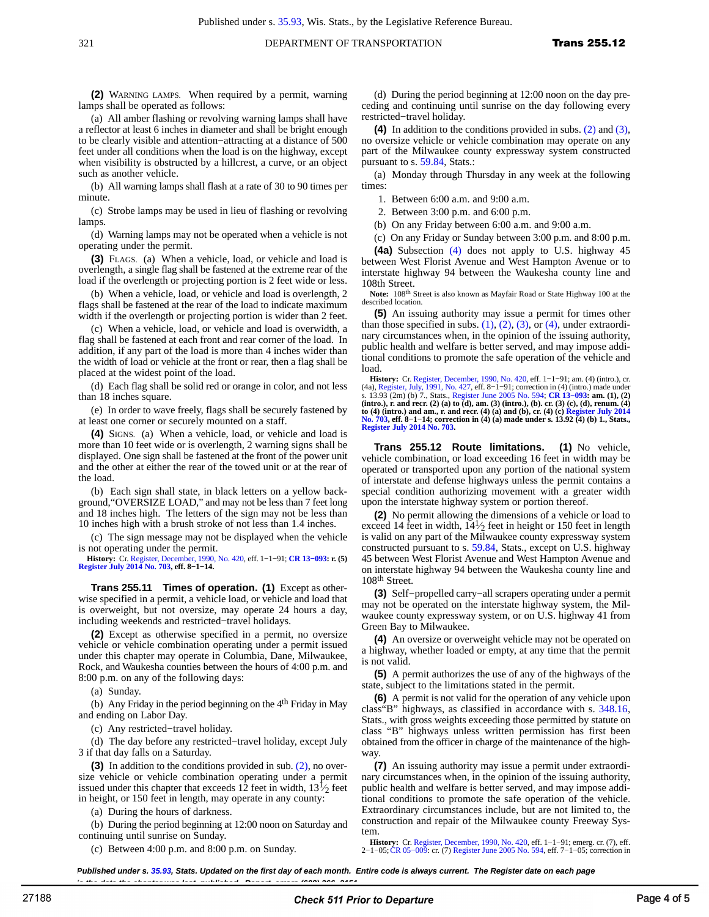**(2)** WARNING LAMPS. When required by a permit, warning lamps shall be operated as follows:

(a) All amber flashing or revolving warning lamps shall have a reflector at least 6 inches in diameter and shall be bright enough to be clearly visible and attention−attracting at a distance of 500 feet under all conditions when the load is on the highway, except when visibility is obstructed by a hillcrest, a curve, or an object such as another vehicle.

(b) All warning lamps shall flash at a rate of 30 to 90 times per minute.

(c) Strobe lamps may be used in lieu of flashing or revolving lamps.

(d) Warning lamps may not be operated when a vehicle is not operating under the permit.

**(3)** FLAGS. (a) When a vehicle, load, or vehicle and load is overlength, a single flag shall be fastened at the extreme rear of the load if the overlength or projecting portion is 2 feet wide or less.

(b) When a vehicle, load, or vehicle and load is overlength, 2 flags shall be fastened at the rear of the load to indicate maximum width if the overlength or projecting portion is wider than 2 feet.

(c) When a vehicle, load, or vehicle and load is overwidth, a flag shall be fastened at each front and rear corner of the load. In addition, if any part of the load is more than 4 inches wider than the width of load or vehicle at the front or rear, then a flag shall be placed at the widest point of the load.

(d) Each flag shall be solid red or orange in color, and not less than 18 inches square.

(e) In order to wave freely, flags shall be securely fastened by at least one corner or securely mounted on a staff.

**(4)** SIGNS. (a) When a vehicle, load, or vehicle and load is more than 10 feet wide or is overlength, 2 warning signs shall be displayed. One sign shall be fastened at the front of the power unit and the other at either the rear of the towed unit or at the rear of the load.

(b) Each sign shall state, in black letters on a yellow background,"OVERSIZE LOAD," and may not be less than 7 feet long and 18 inches high. The letters of the sign may not be less than 10 inches high with a brush stroke of not less than 1.4 inches.

(c) The sign message may not be displayed when the vehicle is not operating under the permit.

**History:** Cr. Register, December, 1990, No. 420, eff. 1−1−91; **CR 13−093: r. (5) Register July 2014 No. 703, eff. 8−1−14.**

**Trans 255.11 Times of operation. (1)** Except as otherwise specified in a permit, a vehicle load, or vehicle and load that is overweight, but not oversize, may operate 24 hours a day, including weekends and restricted−travel holidays.

**(2)** Except as otherwise specified in a permit, no oversize vehicle or vehicle combination operating under a permit issued under this chapter may operate in Columbia, Dane, Milwaukee, Rock, and Waukesha counties between the hours of 4:00 p.m. and 8:00 p.m. on any of the following days:

(a) Sunday.

(b) Any Friday in the period beginning on the 4th Friday in May and ending on Labor Day.

(c) Any restricted−travel holiday.

(d) The day before any restricted−travel holiday, except July 3 if that day falls on a Saturday.

**(3)** In addition to the conditions provided in sub. (2), no oversize vehicle or vehicle combination operating under a permit issued under this chapter that exceeds 12 feet in width, 13½ feet in height, or 150 feet in length, may operate in any county:

(a) During the hours of darkness.

(b) During the period beginning at 12:00 noon on Saturday and continuing until sunrise on Sunday.

(c) Between 4:00 p.m. and 8:00 p.m. on Sunday.

(d) During the period beginning at 12:00 noon on the day preceding and continuing until sunrise on the day following every restricted−travel holiday.

**(4)** In addition to the conditions provided in subs. (2) and (3), no oversize vehicle or vehicle combination may operate on any part of the Milwaukee county expressway system constructed pursuant to s. 59.84, Stats.:

(a) Monday through Thursday in any week at the following times:

1. Between 6:00 a.m. and 9:00 a.m.
2. Between 3:00 p.m. and 6:00 p.m.

(b) On any Friday between 6:00 a.m. and 9:00 a.m.

(c) On any Friday or Sunday between 3:00 p.m. and 8:00 p.m.

**(4a)** Subsection (4) does not apply to U.S. highway 45 between West Florist Avenue and West Hampton Avenue or to interstate highway 94 between the Waukesha county line and 108th Street.

**Note:** 108th Street is also known as Mayfair Road or State Highway 100 at the described location.

**(5)** An issuing authority may issue a permit for times other than those specified in subs. (1), (2), (3), or (4), under extraordinary circumstances when, in the opinion of the issuing authority, public health and welfare is better served, and may impose additional conditions to promote the safe operation of the vehicle and load.

**History:** Cr. Register, December, 1990, No. 420, eff. 1−1−91; am. (4) (intro.), cr. (4a), Register, July, 1991, No. 427, eff. 8−1−91; correction in (4) (intro.) made under s. 13.93 (2m) (b) 7., Stats., Register June 2005 No. 594; **CR 13−093: am. (1), (2) (intro.), r. and recr. (2) (a) to (d), am. (3) (intro.), (b). cr. (3) (c), (d), renum. (4) to (4) (intro.) and am., r. and recr. (4) (a) and (b), cr. (4) (c) Register July 2014 No. 703, eff. 8−1−14; correction in (4) (a) made under s. 13.92 (4) (b) 1., Stats., Register July 2014 No. 703.**

**Trans 255.12 Route limitations. (1)** No vehicle, vehicle combination, or load exceeding 16 feet in width may be operated or transported upon any portion of the national system of interstate and defense highways unless the permit contains a special condition authorizing movement with a greater width upon the interstate highway system or portion thereof.

**(2)** No permit allowing the dimensions of a vehicle or load to exceed 14 feet in width, 14½ feet in height or 150 feet in length is valid on any part of the Milwaukee county expressway system constructed pursuant to s. 59.84, Stats., except on U.S. highway 45 between West Florist Avenue and West Hampton Avenue and on interstate highway 94 between the Waukesha county line and 108th Street.

**(3)** Self−propelled carry−all scrapers operating under a permit may not be operated on the interstate highway system, the Milwaukee county expressway system, or on U.S. highway 41 from Green Bay to Milwaukee.

**(4)** An oversize or overweight vehicle may not be operated on a highway, whether loaded or empty, at any time that the permit is not valid.

**(5)** A permit authorizes the use of any of the highways of the state, subject to the limitations stated in the permit.

**(6)** A permit is not valid for the operation of any vehicle upon class"B" highways, as classified in accordance with s. 348.16, Stats., with gross weights exceeding those permitted by statute on class "B" highways unless written permission has first been obtained from the officer in charge of the maintenance of the highway.

**(7)** An issuing authority may issue a permit under extraordinary circumstances when, in the opinion of the issuing authority, public health and welfare is better served, and may impose additional conditions to promote the safe operation of the vehicle. Extraordinary circumstances include, but are not limited to, the construction and repair of the Milwaukee county Freeway System.

**History:** Cr. Register, December, 1990, No. 420, eff. 1−1−91; emerg. cr. (7), eff. 2−1−05; CR 05−009: cr. (7) Register June 2005 No. 594, eff. 7−1−05; correction in

*Check 511 Prior to Departure*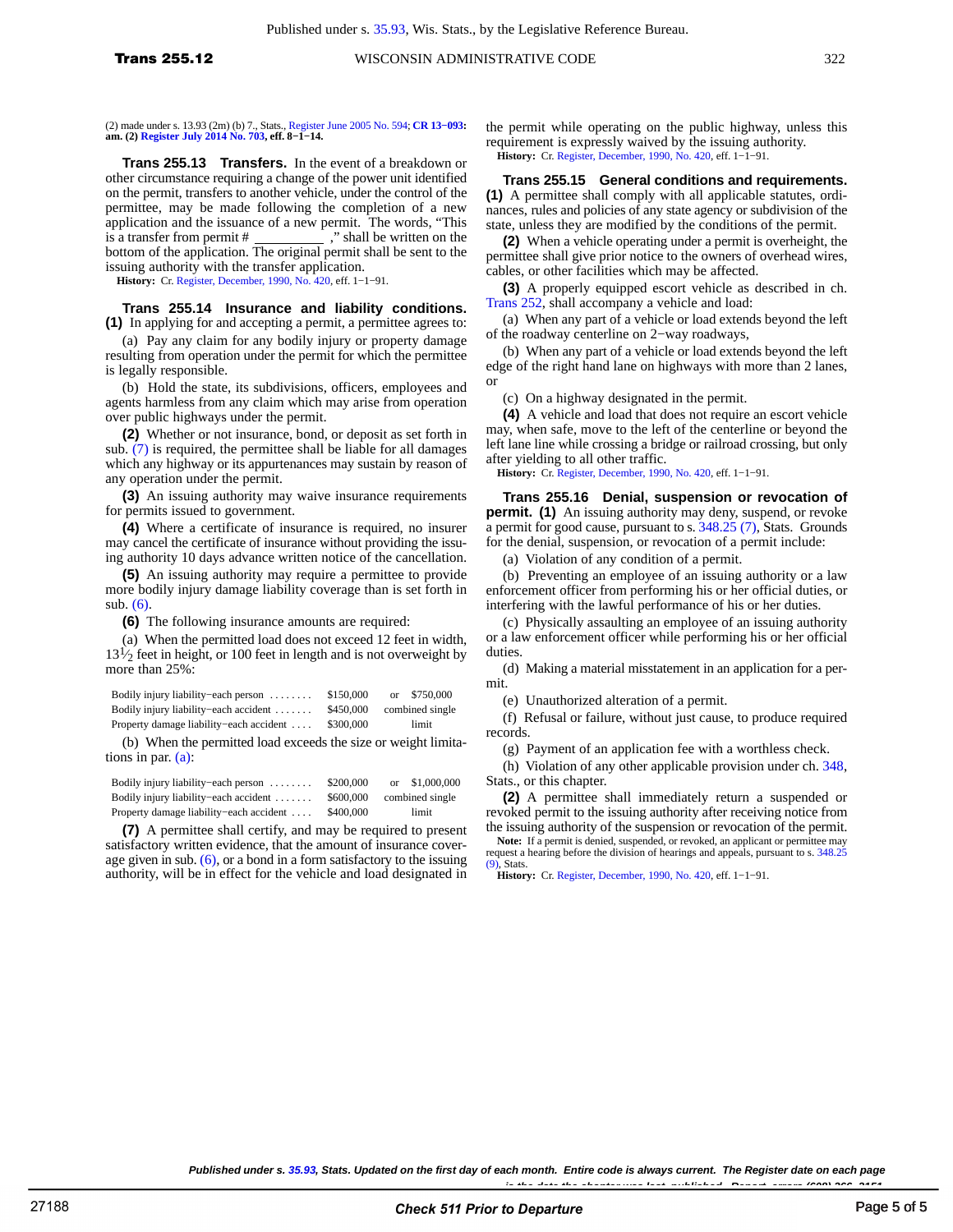(2) made under s. 13.93 (2m) (b) 7., Stats., Register June 2005 No. 594; **CR 13−093: am. (2) Register July 2014 No. 703, eff. 8−1−14.**

**Trans 255.13 Transfers.** In the event of a breakdown or other circumstance requiring a change of the power unit identified on the permit, transfers to another vehicle, under the control of the permittee, may be made following the completion of a new application and the issuance of a new permit. The words, "This is a transfer from permit # ________ ," shall be written on the bottom of the application. The original permit shall be sent to the issuing authority with the transfer application.

**History:** Cr. Register, December, 1990, No. 420, eff. 1−1−91.

**Trans 255.14 Insurance and liability conditions.** **(1)** In applying for and accepting a permit, a permittee agrees to:

(a) Pay any claim for any bodily injury or property damage resulting from operation under the permit for which the permittee is legally responsible.

(b) Hold the state, its subdivisions, officers, employees and agents harmless from any claim which may arise from operation over public highways under the permit.

**(2)** Whether or not insurance, bond, or deposit as set forth in sub. (7) is required, the permittee shall be liable for all damages which any highway or its appurtenances may sustain by reason of any operation under the permit.

**(3)** An issuing authority may waive insurance requirements for permits issued to government.

**(4)** Where a certificate of insurance is required, no insurer may cancel the certificate of insurance without providing the issuing authority 10 days advance written notice of the cancellation.

**(5)** An issuing authority may require a permittee to provide more bodily injury damage liability coverage than is set forth in sub. (6).

**(6)** The following insurance amounts are required:

(a) When the permitted load does not exceed 12 feet in width, 13½ feet in height, or 100 feet in length and is not overweight by more than 25%:

| | | |
|---|---|---|
| Bodily injury liability−each person | $150,000 | or $750,000 |
| Bodily injury liability−each accident | $450,000 | combined single |
| Property damage liability−each accident | $300,000 | limit |

(b) When the permitted load exceeds the size or weight limitations in par. (a):

| | | |
|---|---|---|
| Bodily injury liability−each person | $200,000 | or $1,000,000 |
| Bodily injury liability−each accident | $600,000 | combined single |
| Property damage liability−each accident | $400,000 | limit |

**(7)** A permittee shall certify, and may be required to present satisfactory written evidence, that the amount of insurance coverage given in sub. (6), or a bond in a form satisfactory to the issuing authority, will be in effect for the vehicle and load designated in the permit while operating on the public highway, unless this requirement is expressly waived by the issuing authority.

**History:** Cr. Register, December, 1990, No. 420, eff. 1−1−91.

**Trans 255.15 General conditions and requirements.** **(1)** A permittee shall comply with all applicable statutes, ordinances, rules and policies of any state agency or subdivision of the state, unless they are modified by the conditions of the permit.

**(2)** When a vehicle operating under a permit is overheight, the permittee shall give prior notice to the owners of overhead wires, cables, or other facilities which may be affected.

**(3)** A properly equipped escort vehicle as described in ch. Trans 252, shall accompany a vehicle and load:

(a) When any part of a vehicle or load extends beyond the left of the roadway centerline on 2−way roadways,

(b) When any part of a vehicle or load extends beyond the left edge of the right hand lane on highways with more than 2 lanes, or

(c) On a highway designated in the permit.

**(4)** A vehicle and load that does not require an escort vehicle may, when safe, move to the left of the centerline or beyond the left lane line while crossing a bridge or railroad crossing, but only after yielding to all other traffic.

**History:** Cr. Register, December, 1990, No. 420, eff. 1−1−91.

**Trans 255.16 Denial, suspension or revocation of permit.** **(1)** An issuing authority may deny, suspend, or revoke a permit for good cause, pursuant to s. 348.25 (7), Stats. Grounds for the denial, suspension, or revocation of a permit include:

(a) Violation of any condition of a permit.

(b) Preventing an employee of an issuing authority or a law enforcement officer from performing his or her official duties, or interfering with the lawful performance of his or her duties.

(c) Physically assaulting an employee of an issuing authority or a law enforcement officer while performing his or her official duties.

(d) Making a material misstatement in an application for a permit.

(e) Unauthorized alteration of a permit.

(f) Refusal or failure, without just cause, to produce required records.

(g) Payment of an application fee with a worthless check.

(h) Violation of any other applicable provision under ch. 348, Stats., or this chapter.

**(2)** A permittee shall immediately return a suspended or revoked permit to the issuing authority after receiving notice from the issuing authority of the suspension or revocation of the permit.

**Note:** If a permit is denied, suspended, or revoked, an applicant or permittee may request a hearing before the division of hearings and appeals, pursuant to s. 348.25 (9), Stats.

**History:** Cr. Register, December, 1990, No. 420, eff. 1−1−91.